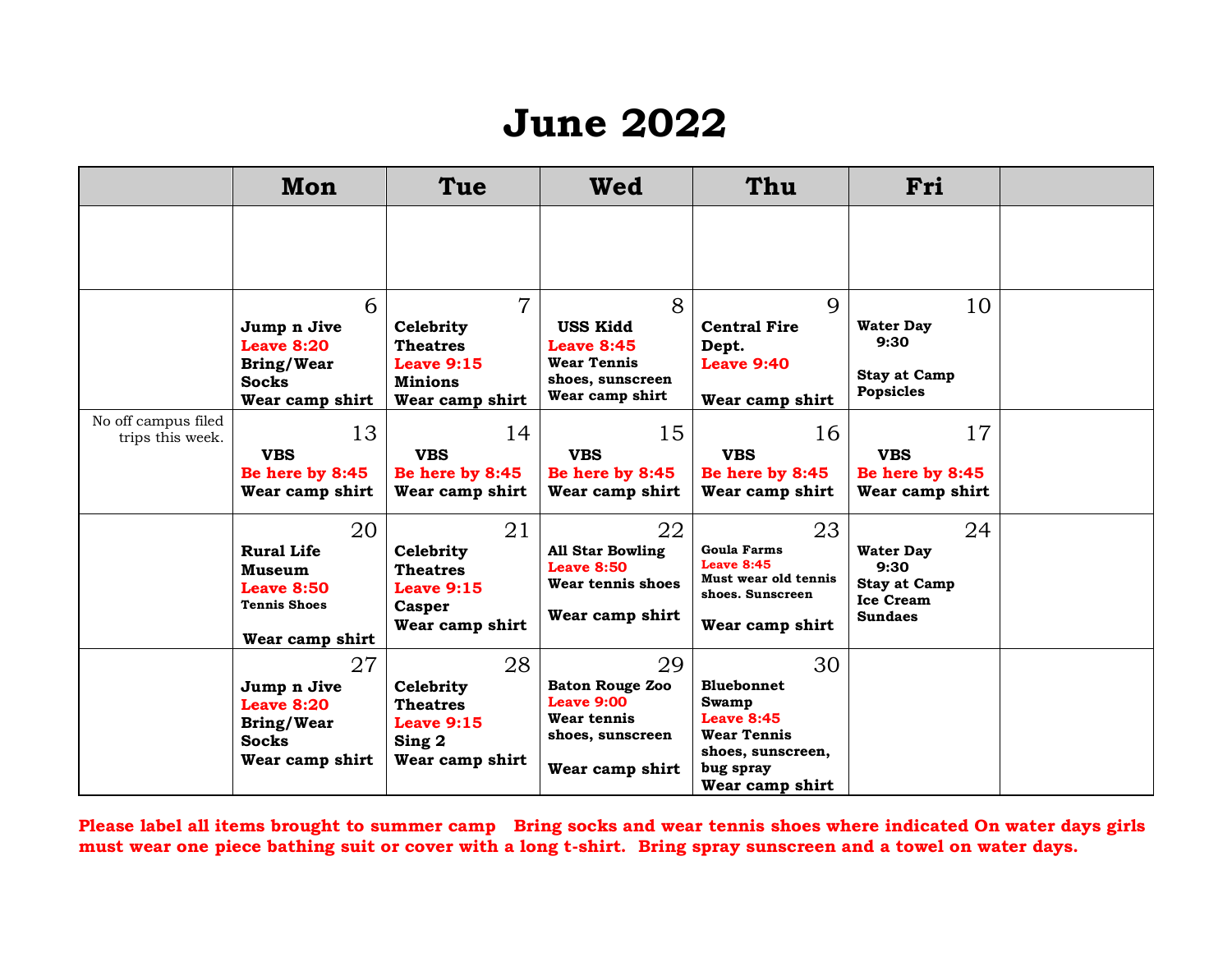# June 2022

| | Mon | Tue | Wed | Thu | Fri | |
|---|---|---|---|---|---|---|
| | | | | | | |
| | 6<br>**Jump n Jive**<br>**Leave 8:20**<br>**Bring/Wear Socks**<br>**Wear camp shirt** | 7<br>**Celebrity Theatres**<br>**Leave 9:15**<br>**Minions**<br>**Wear camp shirt** | 8<br>**USS Kidd**<br>**Leave 8:45**<br>**Wear Tennis shoes, sunscreen**<br>**Wear camp shirt** | 9<br>**Central Fire Dept.**<br>**Leave 9:40**<br>**Wear camp shirt** | 10<br>**Water Day 9:30**<br>**Stay at Camp**<br>**Popsicles** | |
| No off campus filed trips this week. | 13<br>**VBS**<br>**Be here by 8:45**<br>**Wear camp shirt** | 14<br>**VBS**<br>**Be here by 8:45**<br>**Wear camp shirt** | 15<br>**VBS**<br>**Be here by 8:45**<br>**Wear camp shirt** | 16<br>**VBS**<br>**Be here by 8:45**<br>**Wear camp shirt** | 17<br>**VBS**<br>**Be here by 8:45**<br>**Wear camp shirt** | |
| | 20<br>**Rural Life Museum**<br>**Leave 8:50**<br>**Tennis Shoes**<br>**Wear camp shirt** | 21<br>**Celebrity Theatres**<br>**Leave 9:15**<br>**Casper**<br>**Wear camp shirt** | 22<br>**All Star Bowling**<br>**Leave 8:50**<br>**Wear tennis shoes**<br>**Wear camp shirt** | 23<br>**Goula Farms**<br>**Leave 8:45**<br>**Must wear old tennis shoes. Sunscreen**<br>**Wear camp shirt** | 24<br>**Water Day 9:30**<br>**Stay at Camp**<br>**Ice Cream Sundaes** | |
| | 27<br>**Jump n Jive**<br>**Leave 8:20**<br>**Bring/Wear Socks**<br>**Wear camp shirt** | 28<br>**Celebrity Theatres**<br>**Leave 9:15**<br>**Sing 2**<br>**Wear camp shirt** | 29<br>**Baton Rouge Zoo**<br>**Leave 9:00**<br>**Wear tennis shoes, sunscreen**<br>**Wear camp shirt** | 30<br>**Bluebonnet Swamp**<br>**Leave 8:45**<br>**Wear Tennis shoes, sunscreen, bug spray**<br>**Wear camp shirt** | | |

**Please label all items brought to summer camp Bring socks and wear tennis shoes where indicated On water days girls must wear one piece bathing suit or cover with a long t-shirt. Bring spray sunscreen and a towel on water days.**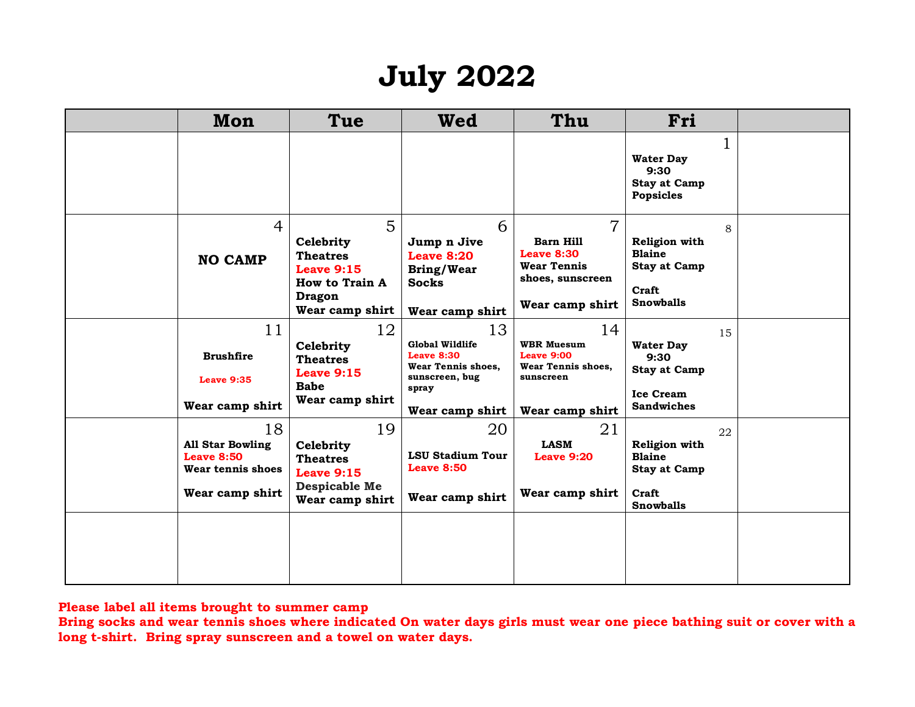# July 2022

| | Mon | Tue | Wed | Thu | Fri | |
|---|---|---|---|---|---|---|
| | | | | | 1 Water Day 9:30 Stay at Camp Popsicles | |
| | 4 NO CAMP | 5 Celebrity Theatres Leave 9:15 How to Train A Dragon Wear camp shirt | 6 Jump n Jive Leave 8:20 Bring/Wear Socks Wear camp shirt | 7 Barn Hill Leave 8:30 Wear Tennis shoes, sunscreen Wear camp shirt | 8 Religion with Blaine Stay at Camp Craft Snowballs | |
| | 11 Brushfire Leave 9:35 Wear camp shirt | 12 Celebrity Theatres Leave 9:15 Babe Wear camp shirt | 13 Global Wildlife Leave 8:30 Wear Tennis shoes, sunscreen, bug spray Wear camp shirt | 14 WBR Muesum Leave 9:00 Wear Tennis shoes, sunscreen Wear camp shirt | 15 Water Day 9:30 Stay at Camp Ice Cream Sandwiches | |
| | 18 All Star Bowling Leave 8:50 Wear tennis shoes Wear camp shirt | 19 Celebrity Theatres Leave 9:15 Despicable Me Wear camp shirt | 20 LSU Stadium Tour Leave 8:50 Wear camp shirt | 21 LASM Leave 9:20 Wear camp shirt | 22 Religion with Blaine Stay at Camp Craft Snowballs | |
| | | | | | | |

**Please label all items brought to summer camp**

**Bring socks and wear tennis shoes where indicated On water days girls must wear one piece bathing suit or cover with a long t-shirt. Bring spray sunscreen and a towel on water days.**